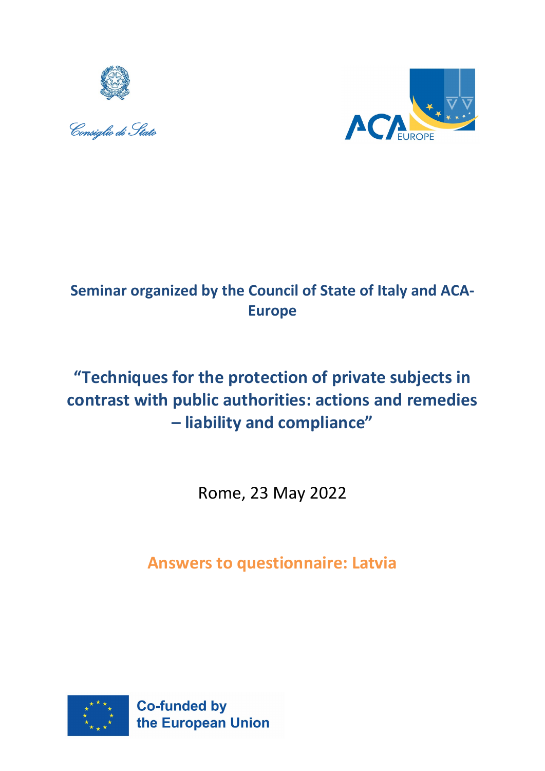Consiglio di Stato

ACA EUROPE

**Seminar organized by the Council of State of Italy and ACA-Europe**

## "Techniques for the protection of private subjects in contrast with public authorities: actions and remedies – liability and compliance"

Rome, 23 May 2022

**Answers to questionnaire: Latvia**

Co-funded by the European Union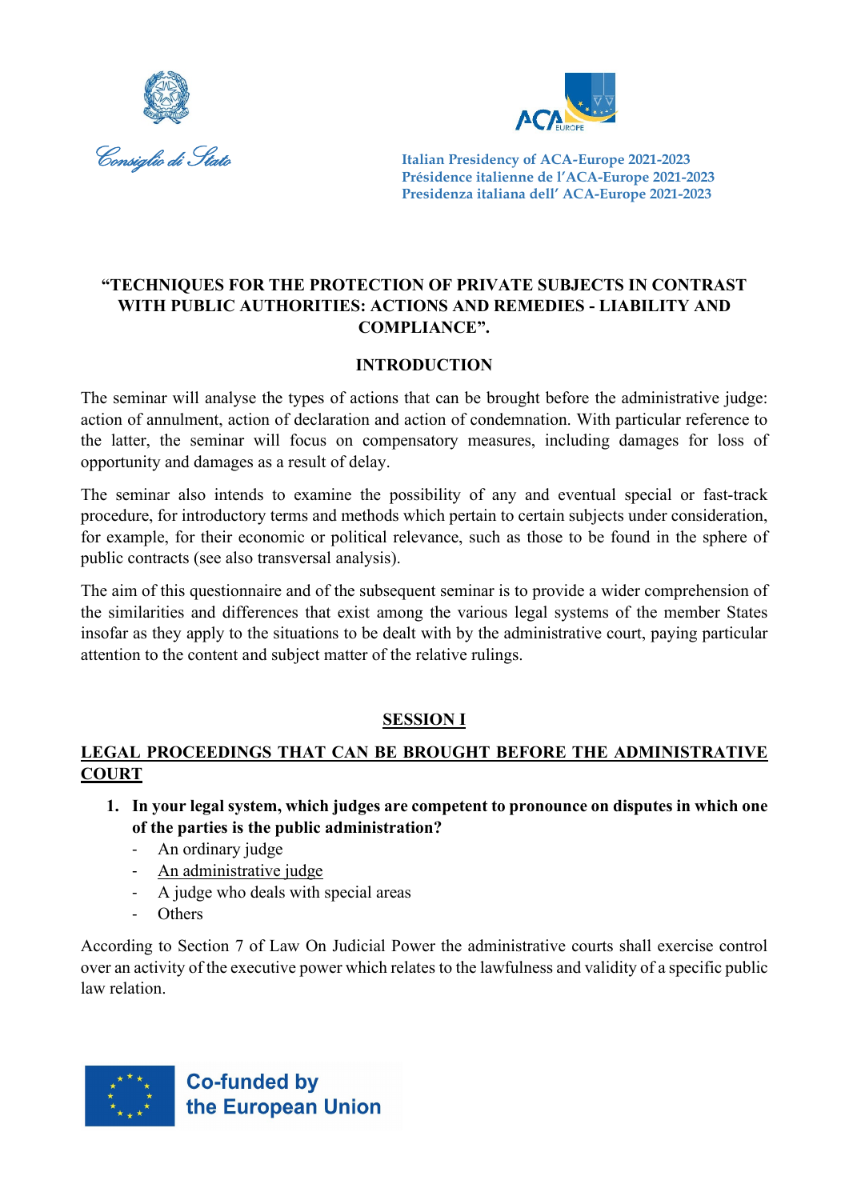Italian Presidency of ACA-Europe 2021-2023
Présidence italienne de l'ACA-Europe 2021-2023
Presidenza italiana dell' ACA-Europe 2021-2023

# "TECHNIQUES FOR THE PROTECTION OF PRIVATE SUBJECTS IN CONTRAST WITH PUBLIC AUTHORITIES: ACTIONS AND REMEDIES - LIABILITY AND COMPLIANCE".

## INTRODUCTION

The seminar will analyse the types of actions that can be brought before the administrative judge: action of annulment, action of declaration and action of condemnation. With particular reference to the latter, the seminar will focus on compensatory measures, including damages for loss of opportunity and damages as a result of delay.

The seminar also intends to examine the possibility of any and eventual special or fast-track procedure, for introductory terms and methods which pertain to certain subjects under consideration, for example, for their economic or political relevance, such as those to be found in the sphere of public contracts (see also transversal analysis).

The aim of this questionnaire and of the subsequent seminar is to provide a wider comprehension of the similarities and differences that exist among the various legal systems of the member States insofar as they apply to the situations to be dealt with by the administrative court, paying particular attention to the content and subject matter of the relative rulings.

## SESSION I

## LEGAL PROCEEDINGS THAT CAN BE BROUGHT BEFORE THE ADMINISTRATIVE COURT

1. **In your legal system, which judges are competent to pronounce on disputes in which one of the parties is the public administration?**
   - An ordinary judge
   - <u>An administrative judge</u>
   - A judge who deals with special areas
   - Others

According to Section 7 of Law On Judicial Power the administrative courts shall exercise control over an activity of the executive power which relates to the lawfulness and validity of a specific public law relation.

Co-funded by the European Union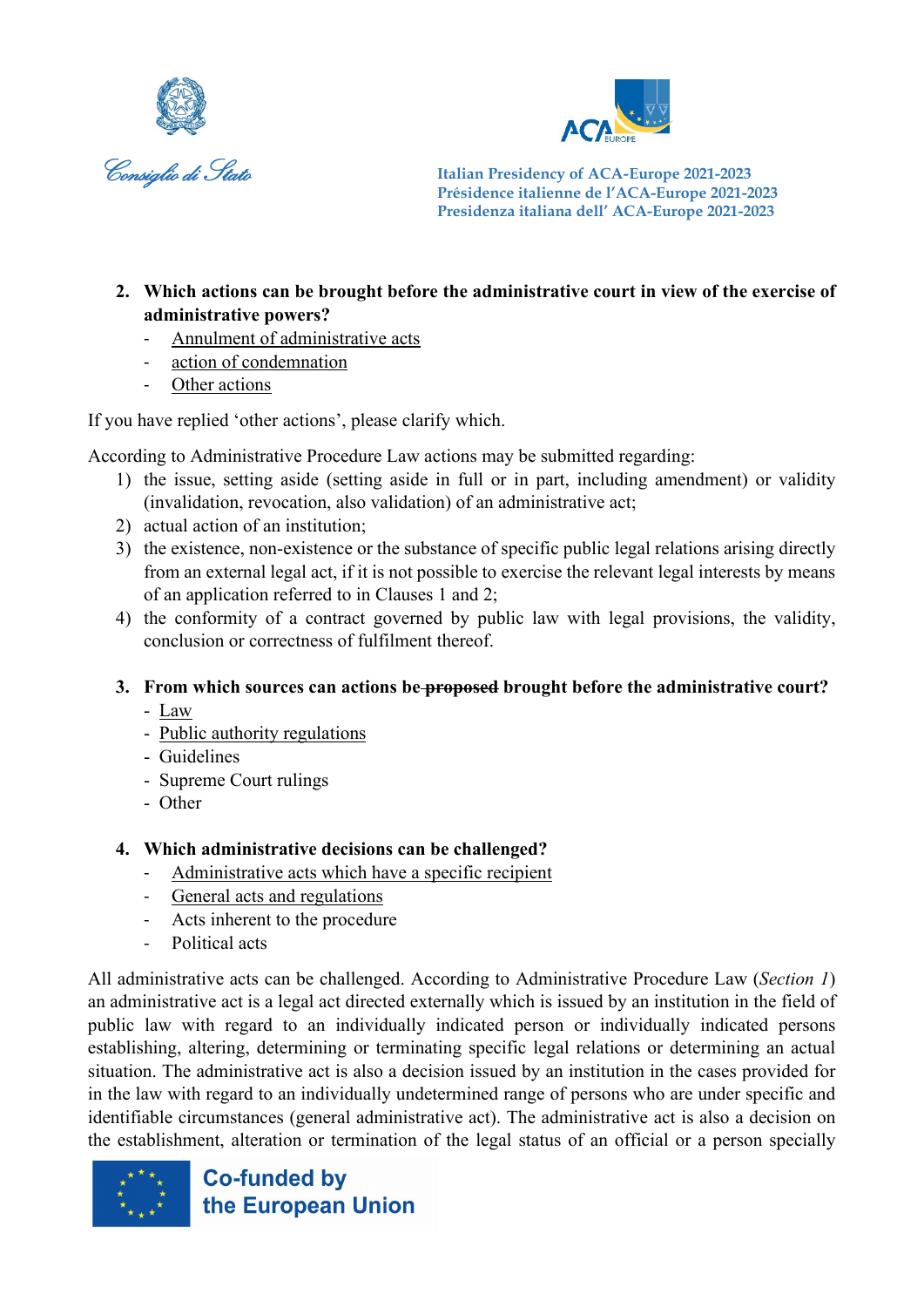2. **Which actions can be brought before the administrative court in view of the exercise of administrative powers?**
    - <u>Annulment of administrative acts</u>
    - <u>action of condemnation</u>
    - <u>Other actions</u>

If you have replied 'other actions', please clarify which.

According to Administrative Procedure Law actions may be submitted regarding:

1) the issue, setting aside (setting aside in full or in part, including amendment) or validity (invalidation, revocation, also validation) of an administrative act;
2) actual action of an institution;
3) the existence, non-existence or the substance of specific public legal relations arising directly from an external legal act, if it is not possible to exercise the relevant legal interests by means of an application referred to in Clauses 1 and 2;
4) the conformity of a contract governed by public law with legal provisions, the validity, conclusion or correctness of fulfilment thereof.

3. **From which sources can actions be ~~proposed~~ brought before the administrative court?**
    - <u>Law</u>
    - <u>Public authority regulations</u>
    - Guidelines
    - Supreme Court rulings
    - Other

4. **Which administrative decisions can be challenged?**
    - <u>Administrative acts which have a specific recipient</u>
    - <u>General acts and regulations</u>
    - Acts inherent to the procedure
    - Political acts

All administrative acts can be challenged. According to Administrative Procedure Law (*Section 1*) an administrative act is a legal act directed externally which is issued by an institution in the field of public law with regard to an individually indicated person or individually indicated persons establishing, altering, determining or terminating specific legal relations or determining an actual situation. The administrative act is also a decision issued by an institution in the cases provided for in the law with regard to an individually undetermined range of persons who are under specific and identifiable circumstances (general administrative act). The administrative act is also a decision on the establishment, alteration or termination of the legal status of an official or a person specially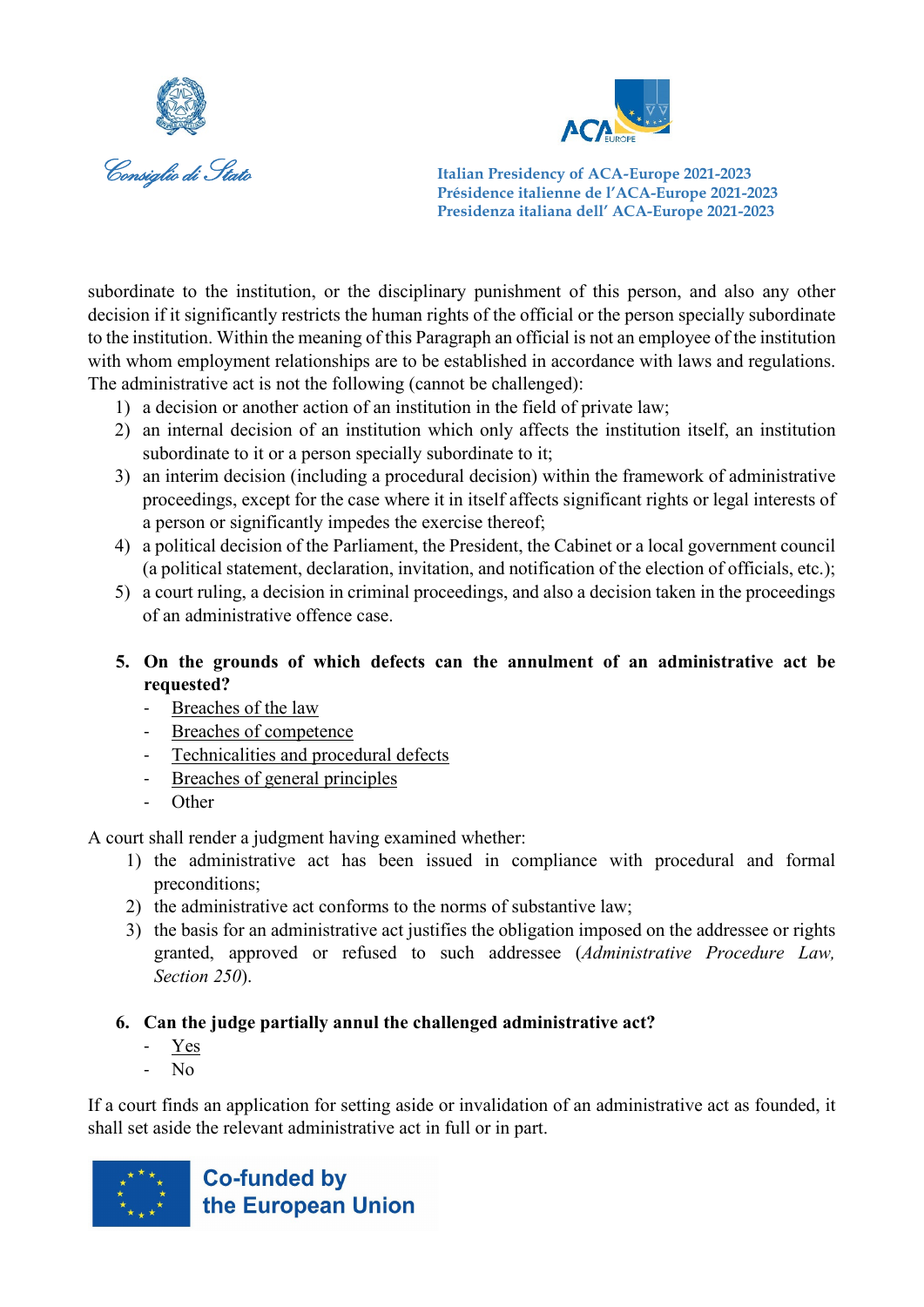subordinate to the institution, or the disciplinary punishment of this person, and also any other decision if it significantly restricts the human rights of the official or the person specially subordinate to the institution. Within the meaning of this Paragraph an official is not an employee of the institution with whom employment relationships are to be established in accordance with laws and regulations. The administrative act is not the following (cannot be challenged):

1) a decision or another action of an institution in the field of private law;
2) an internal decision of an institution which only affects the institution itself, an institution subordinate to it or a person specially subordinate to it;
3) an interim decision (including a procedural decision) within the framework of administrative proceedings, except for the case where it in itself affects significant rights or legal interests of a person or significantly impedes the exercise thereof;
4) a political decision of the Parliament, the President, the Cabinet or a local government council (a political statement, declaration, invitation, and notification of the election of officials, etc.);
5) a court ruling, a decision in criminal proceedings, and also a decision taken in the proceedings of an administrative offence case.

**5. On the grounds of which defects can the annulment of an administrative act be requested?**

- <u>Breaches of the law</u>
- <u>Breaches of competence</u>
- <u>Technicalities and procedural defects</u>
- <u>Breaches of general principles</u>
- Other

A court shall render a judgment having examined whether:

1) the administrative act has been issued in compliance with procedural and formal preconditions;
2) the administrative act conforms to the norms of substantive law;
3) the basis for an administrative act justifies the obligation imposed on the addressee or rights granted, approved or refused to such addressee (*Administrative Procedure Law, Section 250*).

**6. Can the judge partially annul the challenged administrative act?**

- <u>Yes</u>
- No

If a court finds an application for setting aside or invalidation of an administrative act as founded, it shall set aside the relevant administrative act in full or in part.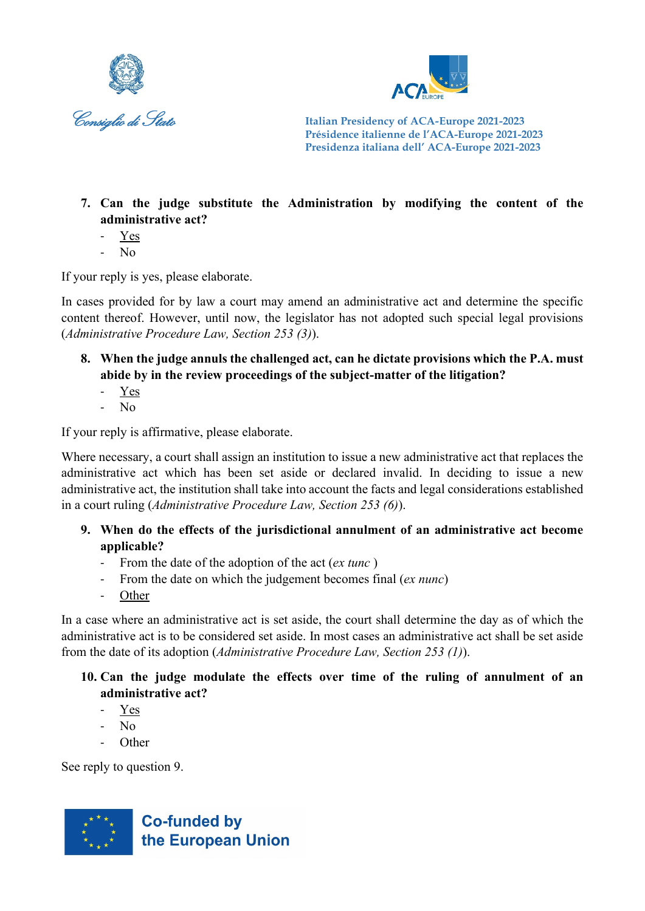7. **Can the judge substitute the Administration by modifying the content of the administrative act?**
   - <u>Yes</u>
   - No

If your reply is yes, please elaborate.

In cases provided for by law a court may amend an administrative act and determine the specific content thereof. However, until now, the legislator has not adopted such special legal provisions (*Administrative Procedure Law, Section 253 (3)*).

8. **When the judge annuls the challenged act, can he dictate provisions which the P.A. must abide by in the review proceedings of the subject-matter of the litigation?**
   - <u>Yes</u>
   - No

If your reply is affirmative, please elaborate.

Where necessary, a court shall assign an institution to issue a new administrative act that replaces the administrative act which has been set aside or declared invalid. In deciding to issue a new administrative act, the institution shall take into account the facts and legal considerations established in a court ruling (*Administrative Procedure Law, Section 253 (6)*).

9. **When do the effects of the jurisdictional annulment of an administrative act become applicable?**
   - From the date of the adoption of the act (*ex tunc* )
   - From the date on which the judgement becomes final (*ex nunc*)
   - <u>Other</u>

In a case where an administrative act is set aside, the court shall determine the day as of which the administrative act is to be considered set aside. In most cases an administrative act shall be set aside from the date of its adoption (*Administrative Procedure Law, Section 253 (1)*).

10. **Can the judge modulate the effects over time of the ruling of annulment of an administrative act?**
    - <u>Yes</u>
    - No
    - Other

See reply to question 9.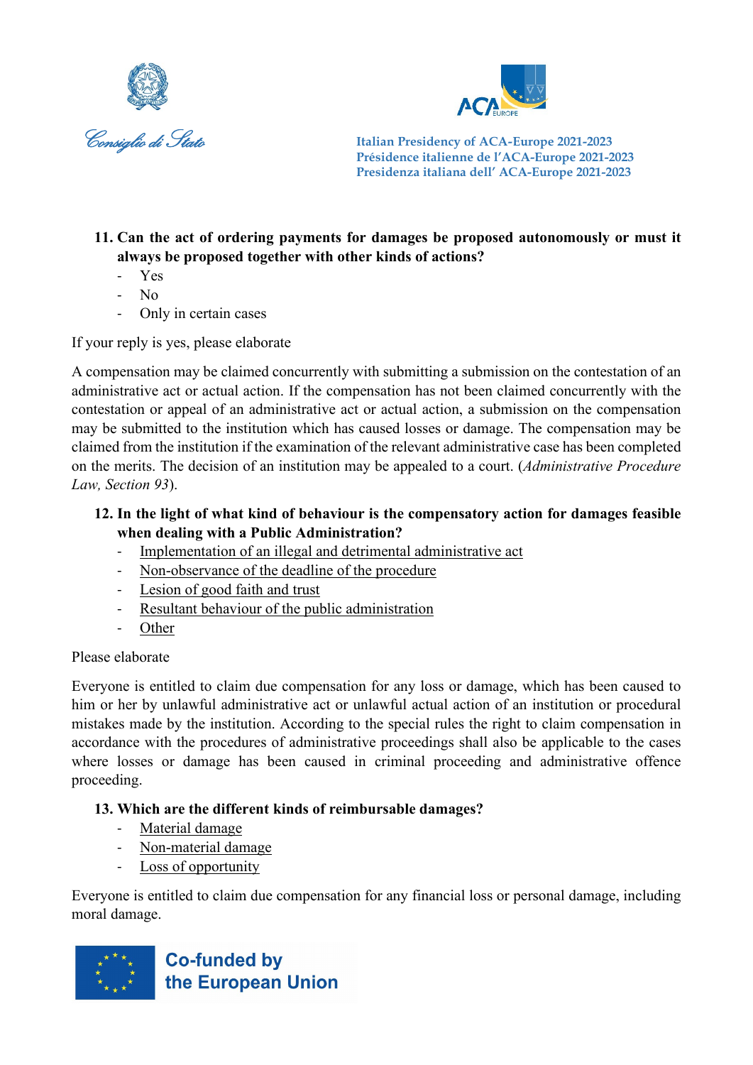11. **Can the act of ordering payments for damages be proposed autonomously or must it always be proposed together with other kinds of actions?**
    - Yes
    - No
    - Only in certain cases

If your reply is yes, please elaborate

A compensation may be claimed concurrently with submitting a submission on the contestation of an administrative act or actual action. If the compensation has not been claimed concurrently with the contestation or appeal of an administrative act or actual action, a submission on the compensation may be submitted to the institution which has caused losses or damage. The compensation may be claimed from the institution if the examination of the relevant administrative case has been completed on the merits. The decision of an institution may be appealed to a court. (*Administrative Procedure Law, Section 93*).

12. **In the light of what kind of behaviour is the compensatory action for damages feasible when dealing with a Public Administration?**
    - Implementation of an illegal and detrimental administrative act
    - Non-observance of the deadline of the procedure
    - Lesion of good faith and trust
    - Resultant behaviour of the public administration
    - Other

Please elaborate

Everyone is entitled to claim due compensation for any loss or damage, which has been caused to him or her by unlawful administrative act or unlawful actual action of an institution or procedural mistakes made by the institution. According to the special rules the right to claim compensation in accordance with the procedures of administrative proceedings shall also be applicable to the cases where losses or damage has been caused in criminal proceeding and administrative offence proceeding.

13. **Which are the different kinds of reimbursable damages?**
    - Material damage
    - Non-material damage
    - Loss of opportunity

Everyone is entitled to claim due compensation for any financial loss or personal damage, including moral damage.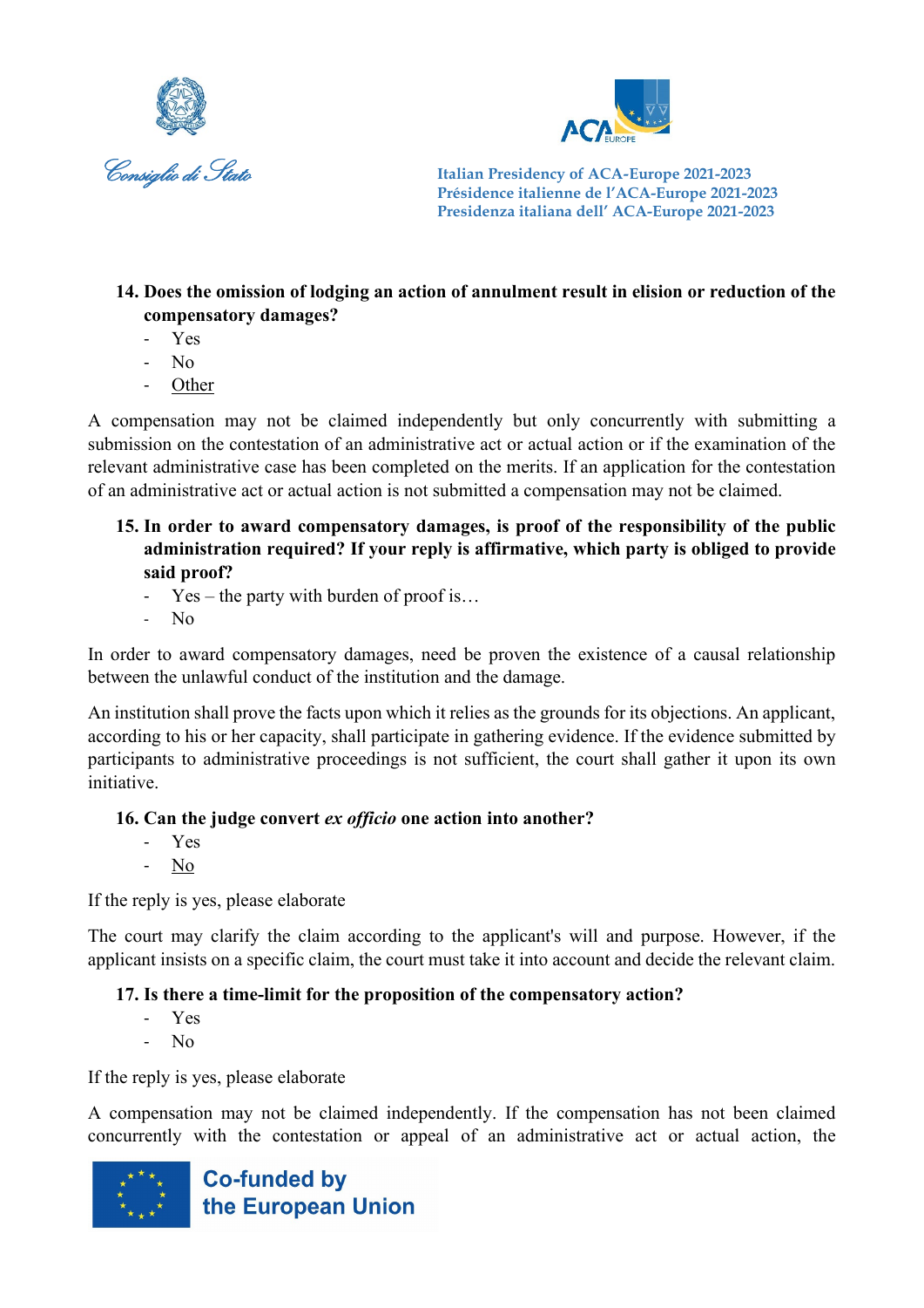14. **Does the omission of lodging an action of annulment result in elision or reduction of the compensatory damages?**
    - Yes
    - No
    - Other

A compensation may not be claimed independently but only concurrently with submitting a submission on the contestation of an administrative act or actual action or if the examination of the relevant administrative case has been completed on the merits. If an application for the contestation of an administrative act or actual action is not submitted a compensation may not be claimed.

15. **In order to award compensatory damages, is proof of the responsibility of the public administration required? If your reply is affirmative, which party is obliged to provide said proof?**
    - Yes – the party with burden of proof is…
    - No

In order to award compensatory damages, need be proven the existence of a causal relationship between the unlawful conduct of the institution and the damage.

An institution shall prove the facts upon which it relies as the grounds for its objections. An applicant, according to his or her capacity, shall participate in gathering evidence. If the evidence submitted by participants to administrative proceedings is not sufficient, the court shall gather it upon its own initiative.

16. **Can the judge convert *ex officio* one action into another?**
    - Yes
    - No

If the reply is yes, please elaborate

The court may clarify the claim according to the applicant's will and purpose. However, if the applicant insists on a specific claim, the court must take it into account and decide the relevant claim.

17. **Is there a time-limit for the proposition of the compensatory action?**
    - Yes
    - No

If the reply is yes, please elaborate

A compensation may not be claimed independently. If the compensation has not been claimed concurrently with the contestation or appeal of an administrative act or actual action, the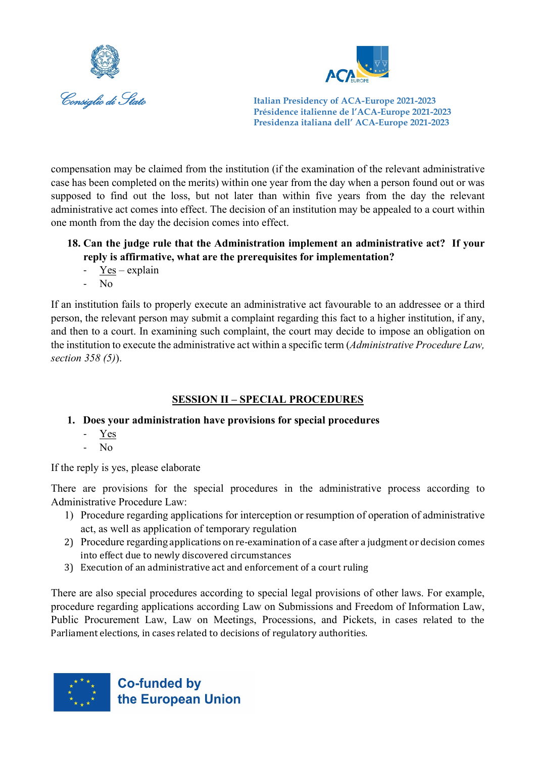compensation may be claimed from the institution (if the examination of the relevant administrative case has been completed on the merits) within one year from the day when a person found out or was supposed to find out the loss, but not later than within five years from the day the relevant administrative act comes into effect. The decision of an institution may be appealed to a court within one month from the day the decision comes into effect.

**18. Can the judge rule that the Administration implement an administrative act? If your reply is affirmative, what are the prerequisites for implementation?**

- Yes – explain
- No

If an institution fails to properly execute an administrative act favourable to an addressee or a third person, the relevant person may submit a complaint regarding this fact to a higher institution, if any, and then to a court. In examining such complaint, the court may decide to impose an obligation on the institution to execute the administrative act within a specific term (*Administrative Procedure Law, section 358 (5)*).

## SESSION II – SPECIAL PROCEDURES

**1. Does your administration have provisions for special procedures**

- Yes
- No

If the reply is yes, please elaborate

There are provisions for the special procedures in the administrative process according to Administrative Procedure Law:

1) Procedure regarding applications for interception or resumption of operation of administrative act, as well as application of temporary regulation
2) Procedure regarding applications on re-examination of a case after a judgment or decision comes into effect due to newly discovered circumstances
3) Execution of an administrative act and enforcement of a court ruling

There are also special procedures according to special legal provisions of other laws. For example, procedure regarding applications according Law on Submissions and Freedom of Information Law, Public Procurement Law, Law on Meetings, Processions, and Pickets, in cases related to the Parliament elections, in cases related to decisions of regulatory authorities.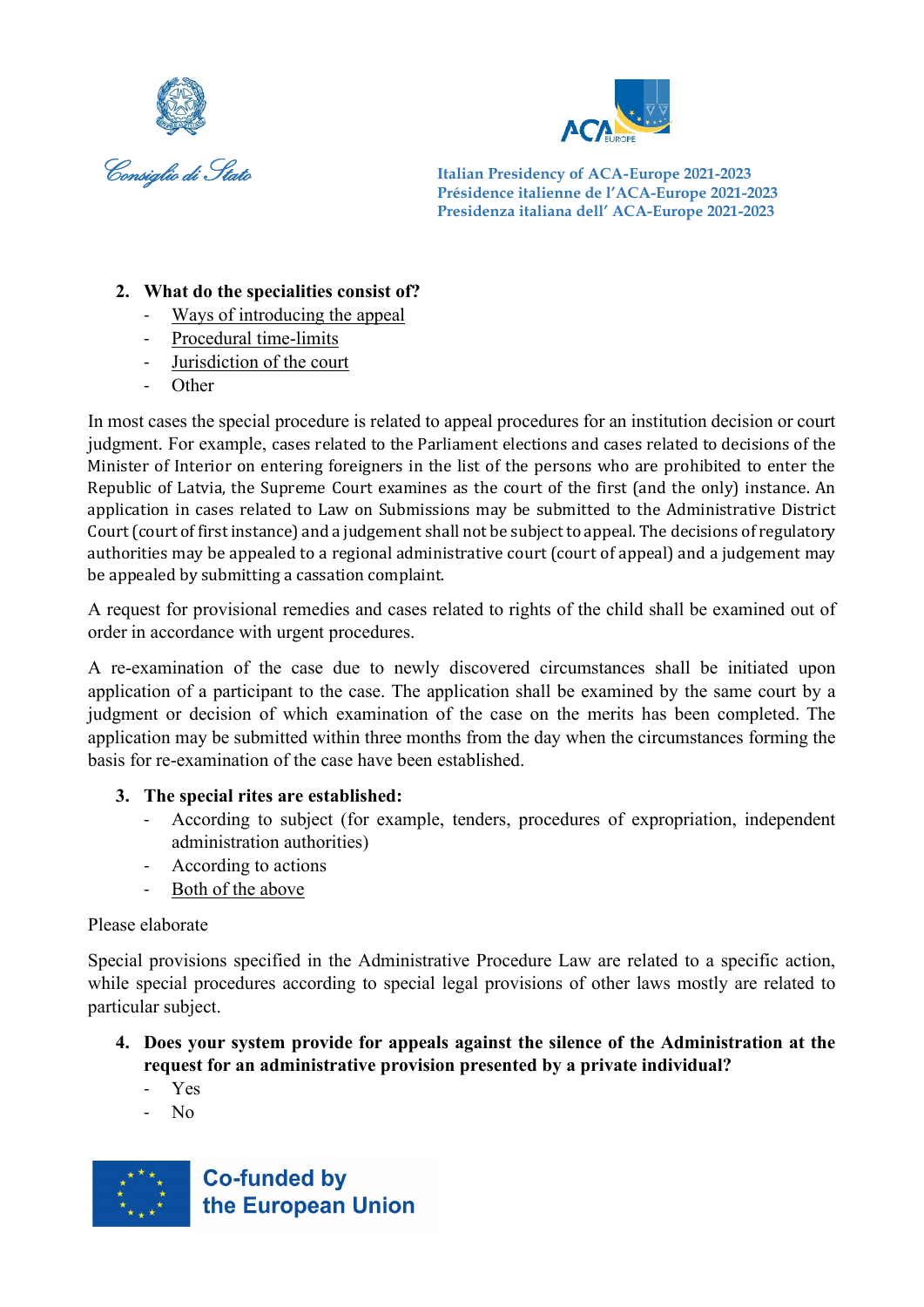2. **What do the specialities consist of?**
   - <u>Ways of introducing the appeal</u>
   - <u>Procedural time-limits</u>
   - <u>Jurisdiction of the court</u>
   - Other

In most cases the special procedure is related to appeal procedures for an institution decision or court judgment. For example, cases related to the Parliament elections and cases related to decisions of the Minister of Interior on entering foreigners in the list of the persons who are prohibited to enter the Republic of Latvia, the Supreme Court examines as the court of the first (and the only) instance. An application in cases related to Law on Submissions may be submitted to the Administrative District Court (court of first instance) and a judgement shall not be subject to appeal. The decisions of regulatory authorities may be appealed to a regional administrative court (court of appeal) and a judgement may be appealed by submitting a cassation complaint.

A request for provisional remedies and cases related to rights of the child shall be examined out of order in accordance with urgent procedures.

A re-examination of the case due to newly discovered circumstances shall be initiated upon application of a participant to the case. The application shall be examined by the same court by a judgment or decision of which examination of the case on the merits has been completed. The application may be submitted within three months from the day when the circumstances forming the basis for re-examination of the case have been established.

3. **The special rites are established:**
   - According to subject (for example, tenders, procedures of expropriation, independent administration authorities)
   - According to actions
   - <u>Both of the above</u>

Please elaborate

Special provisions specified in the Administrative Procedure Law are related to a specific action, while special procedures according to special legal provisions of other laws mostly are related to particular subject.

4. **Does your system provide for appeals against the silence of the Administration at the request for an administrative provision presented by a private individual?**
   - Yes
   - No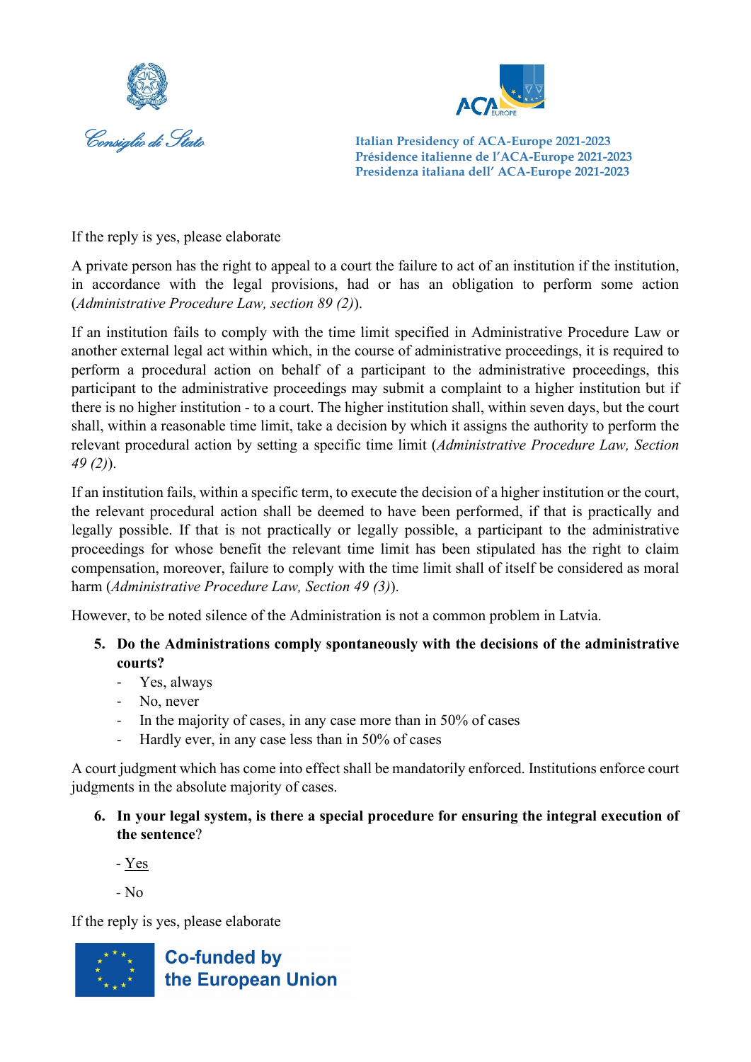If the reply is yes, please elaborate

A private person has the right to appeal to a court the failure to act of an institution if the institution, in accordance with the legal provisions, had or has an obligation to perform some action (*Administrative Procedure Law, section 89 (2)*).

If an institution fails to comply with the time limit specified in Administrative Procedure Law or another external legal act within which, in the course of administrative proceedings, it is required to perform a procedural action on behalf of a participant to the administrative proceedings, this participant to the administrative proceedings may submit a complaint to a higher institution but if there is no higher institution - to a court. The higher institution shall, within seven days, but the court shall, within a reasonable time limit, take a decision by which it assigns the authority to perform the relevant procedural action by setting a specific time limit (*Administrative Procedure Law, Section 49 (2)*).

If an institution fails, within a specific term, to execute the decision of a higher institution or the court, the relevant procedural action shall be deemed to have been performed, if that is practically and legally possible. If that is not practically or legally possible, a participant to the administrative proceedings for whose benefit the relevant time limit has been stipulated has the right to claim compensation, moreover, failure to comply with the time limit shall of itself be considered as moral harm (*Administrative Procedure Law, Section 49 (3)*).

However, to be noted silence of the Administration is not a common problem in Latvia.

5. **Do the Administrations comply spontaneously with the decisions of the administrative courts?**
   - Yes, always
   - No, never
   - In the majority of cases, in any case more than in 50% of cases
   - Hardly ever, in any case less than in 50% of cases

A court judgment which has come into effect shall be mandatorily enforced. Institutions enforce court judgments in the absolute majority of cases.

6. **In your legal system, is there a special procedure for ensuring the integral execution of the sentence**?

   - <u>Yes</u>

   - No

If the reply is yes, please elaborate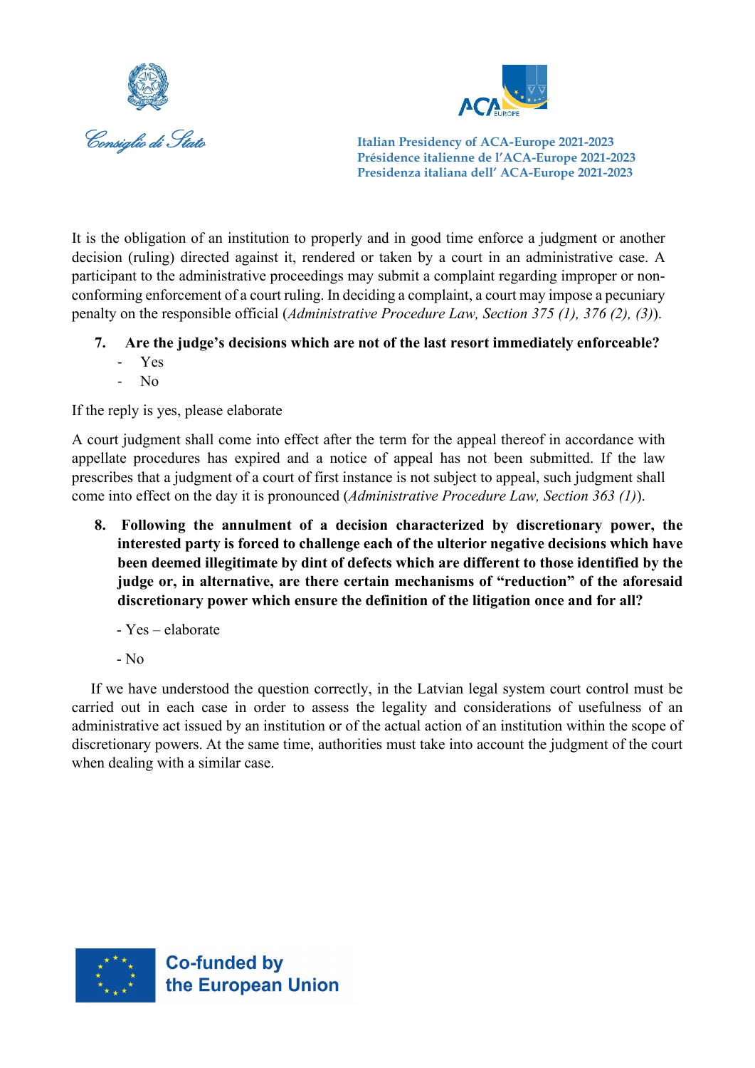It is the obligation of an institution to properly and in good time enforce a judgment or another decision (ruling) directed against it, rendered or taken by a court in an administrative case. A participant to the administrative proceedings may submit a complaint regarding improper or non-conforming enforcement of a court ruling. In deciding a complaint, a court may impose a pecuniary penalty on the responsible official (*Administrative Procedure Law, Section 375 (1), 376 (2), (3)*).

7. **Are the judge's decisions which are not of the last resort immediately enforceable?**
   - Yes
   - No

If the reply is yes, please elaborate

A court judgment shall come into effect after the term for the appeal thereof in accordance with appellate procedures has expired and a notice of appeal has not been submitted. If the law prescribes that a judgment of a court of first instance is not subject to appeal, such judgment shall come into effect on the day it is pronounced (*Administrative Procedure Law, Section 363 (1)*).

8. **Following the annulment of a decision characterized by discretionary power, the interested party is forced to challenge each of the ulterior negative decisions which have been deemed illegitimate by dint of defects which are different to those identified by the judge or, in alternative, are there certain mechanisms of "reduction" of the aforesaid discretionary power which ensure the definition of the litigation once and for all?**

   - Yes – elaborate

   - No

If we have understood the question correctly, in the Latvian legal system court control must be carried out in each case in order to assess the legality and considerations of usefulness of an administrative act issued by an institution or of the actual action of an institution within the scope of discretionary powers. At the same time, authorities must take into account the judgment of the court when dealing with a similar case.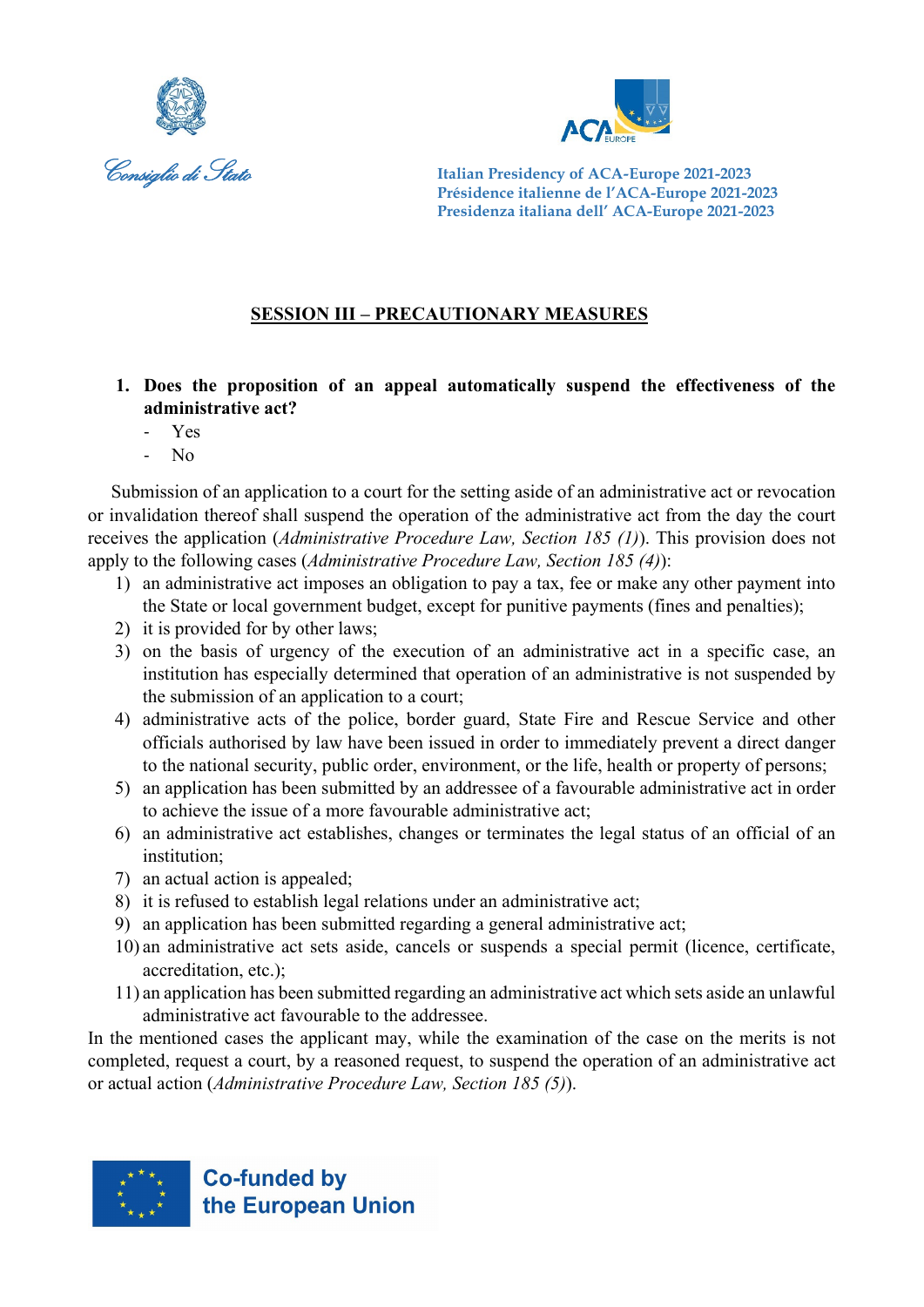## SESSION III – PRECAUTIONARY MEASURES

1. **Does the proposition of an appeal automatically suspend the effectiveness of the administrative act?**
   - Yes
   - No

Submission of an application to a court for the setting aside of an administrative act or revocation or invalidation thereof shall suspend the operation of the administrative act from the day the court receives the application (*Administrative Procedure Law, Section 185 (1)*). This provision does not apply to the following cases (*Administrative Procedure Law, Section 185 (4)*):

1) an administrative act imposes an obligation to pay a tax, fee or make any other payment into the State or local government budget, except for punitive payments (fines and penalties);
2) it is provided for by other laws;
3) on the basis of urgency of the execution of an administrative act in a specific case, an institution has especially determined that operation of an administrative is not suspended by the submission of an application to a court;
4) administrative acts of the police, border guard, State Fire and Rescue Service and other officials authorised by law have been issued in order to immediately prevent a direct danger to the national security, public order, environment, or the life, health or property of persons;
5) an application has been submitted by an addressee of a favourable administrative act in order to achieve the issue of a more favourable administrative act;
6) an administrative act establishes, changes or terminates the legal status of an official of an institution;
7) an actual action is appealed;
8) it is refused to establish legal relations under an administrative act;
9) an application has been submitted regarding a general administrative act;
10) an administrative act sets aside, cancels or suspends a special permit (licence, certificate, accreditation, etc.);
11) an application has been submitted regarding an administrative act which sets aside an unlawful administrative act favourable to the addressee.

In the mentioned cases the applicant may, while the examination of the case on the merits is not completed, request a court, by a reasoned request, to suspend the operation of an administrative act or actual action (*Administrative Procedure Law, Section 185 (5)*).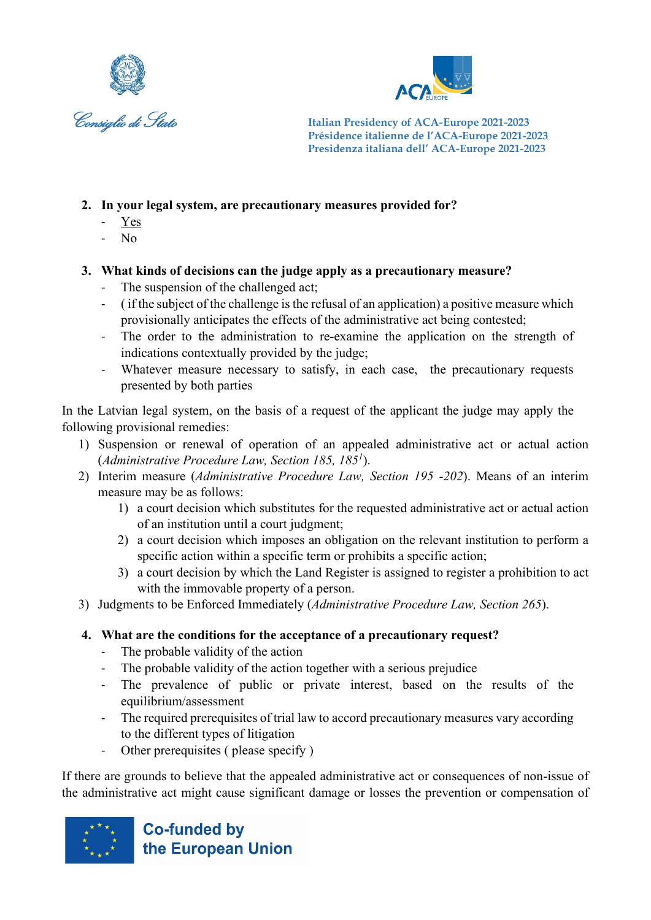2. **In your legal system, are precautionary measures provided for?**
   - Yes
   - No

3. **What kinds of decisions can the judge apply as a precautionary measure?**
   - The suspension of the challenged act;
   - ( if the subject of the challenge is the refusal of an application) a positive measure which provisionally anticipates the effects of the administrative act being contested;
   - The order to the administration to re-examine the application on the strength of indications contextually provided by the judge;
   - Whatever measure necessary to satisfy, in each case, the precautionary requests presented by both parties

In the Latvian legal system, on the basis of a request of the applicant the judge may apply the following provisional remedies:

1) Suspension or renewal of operation of an appealed administrative act or actual action (*Administrative Procedure Law, Section 185, 185[1]*).
2) Interim measure (*Administrative Procedure Law, Section 195 -202*). Means of an interim measure may be as follows:
   1) a court decision which substitutes for the requested administrative act or actual action of an institution until a court judgment;
   2) a court decision which imposes an obligation on the relevant institution to perform a specific action within a specific term or prohibits a specific action;
   3) a court decision by which the Land Register is assigned to register a prohibition to act with the immovable property of a person.
3) Judgments to be Enforced Immediately (*Administrative Procedure Law, Section 265*).

4. **What are the conditions for the acceptance of a precautionary request?**
   - The probable validity of the action
   - The probable validity of the action together with a serious prejudice
   - The prevalence of public or private interest, based on the results of the equilibrium/assessment
   - The required prerequisites of trial law to accord precautionary measures vary according to the different types of litigation
   - Other prerequisites ( please specify )

If there are grounds to believe that the appealed administrative act or consequences of non-issue of the administrative act might cause significant damage or losses the prevention or compensation of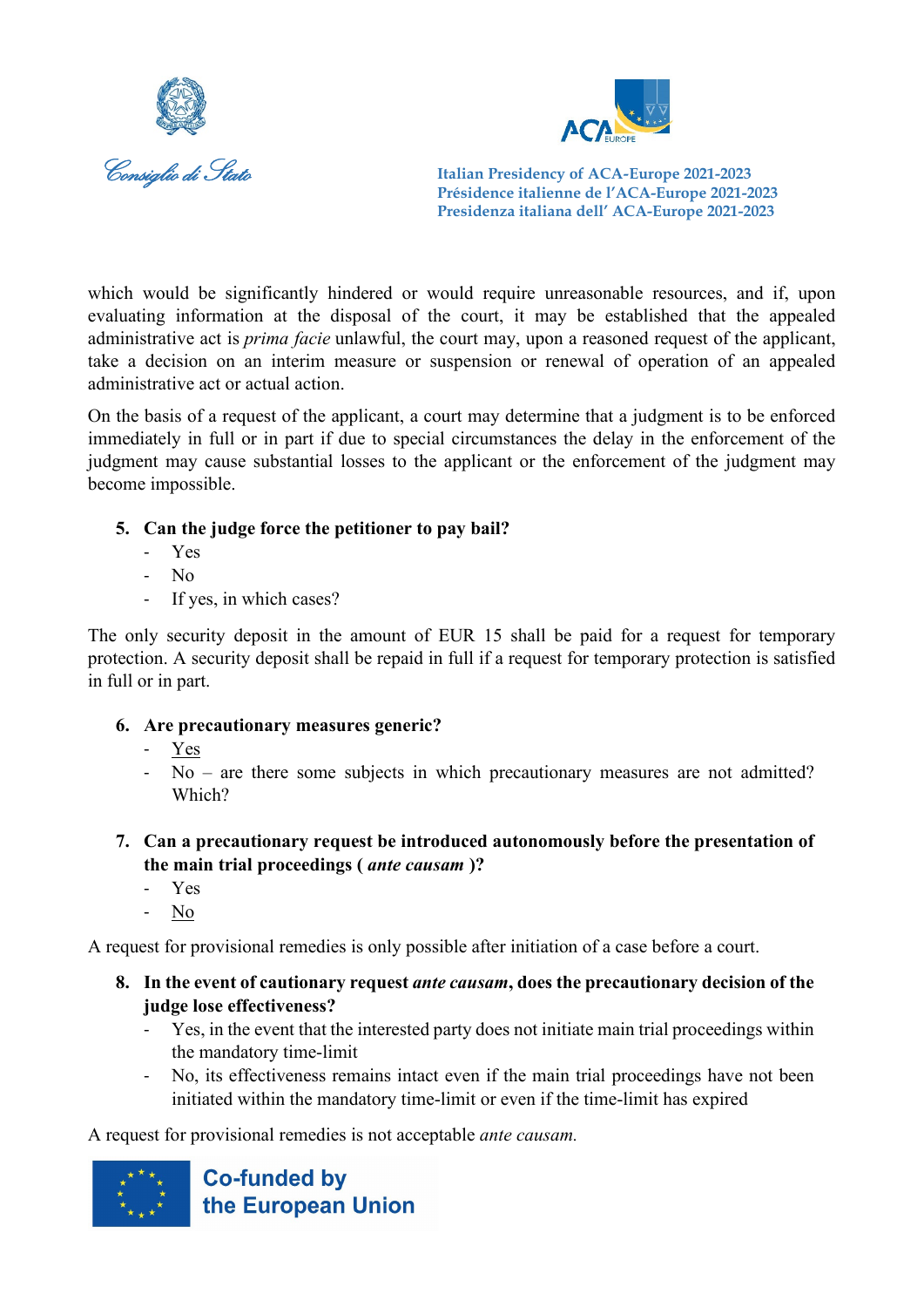which would be significantly hindered or would require unreasonable resources, and if, upon evaluating information at the disposal of the court, it may be established that the appealed administrative act is *prima facie* unlawful, the court may, upon a reasoned request of the applicant, take a decision on an interim measure or suspension or renewal of operation of an appealed administrative act or actual action.

On the basis of a request of the applicant, a court may determine that a judgment is to be enforced immediately in full or in part if due to special circumstances the delay in the enforcement of the judgment may cause substantial losses to the applicant or the enforcement of the judgment may become impossible.

5. **Can the judge force the petitioner to pay bail?**
   - Yes
   - No
   - If yes, in which cases?

The only security deposit in the amount of EUR 15 shall be paid for a request for temporary protection. A security deposit shall be repaid in full if a request for temporary protection is satisfied in full or in part.

6. **Are precautionary measures generic?**
   - <u>Yes</u>
   - No – are there some subjects in which precautionary measures are not admitted? Which?

7. **Can a precautionary request be introduced autonomously before the presentation of the main trial proceedings (** ***ante causam*** **)?**
   - Yes
   - <u>No</u>

A request for provisional remedies is only possible after initiation of a case before a court.

8. **In the event of cautionary request** ***ante causam*****, does the precautionary decision of the judge lose effectiveness?**
   - Yes, in the event that the interested party does not initiate main trial proceedings within the mandatory time-limit
   - No, its effectiveness remains intact even if the main trial proceedings have not been initiated within the mandatory time-limit or even if the time-limit has expired

A request for provisional remedies is not acceptable *ante causam.*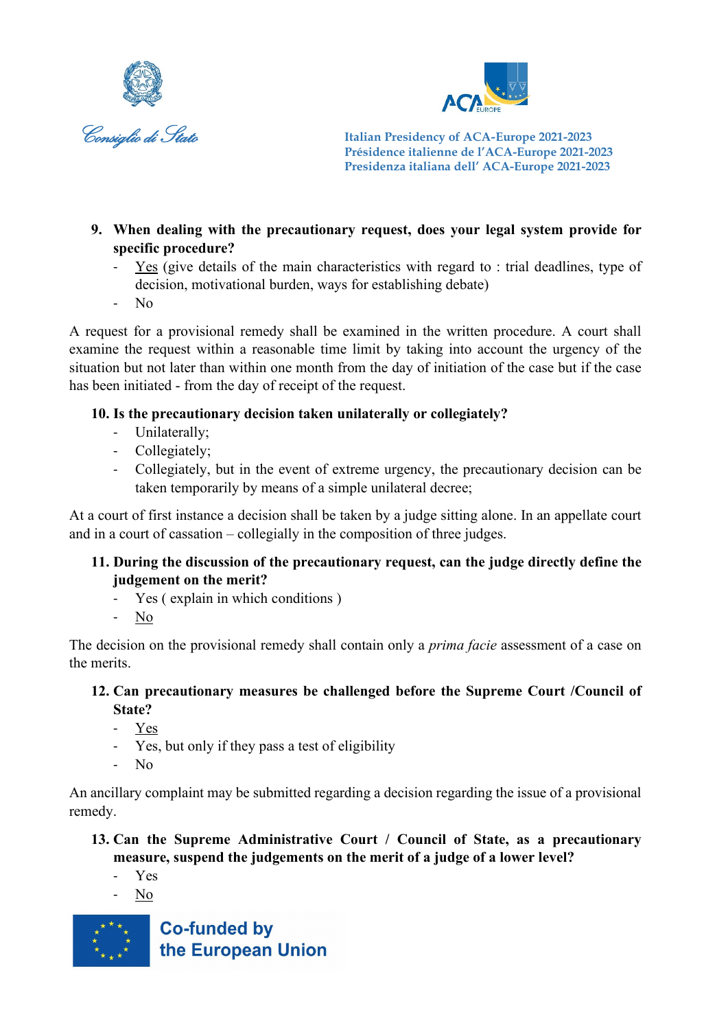9. **When dealing with the precautionary request, does your legal system provide for specific procedure?**
   - Yes (give details of the main characteristics with regard to : trial deadlines, type of decision, motivational burden, ways for establishing debate)
   - No

A request for a provisional remedy shall be examined in the written procedure. A court shall examine the request within a reasonable time limit by taking into account the urgency of the situation but not later than within one month from the day of initiation of the case but if the case has been initiated - from the day of receipt of the request.

10. **Is the precautionary decision taken unilaterally or collegiately?**
    - Unilaterally;
    - Collegiately;
    - Collegiately, but in the event of extreme urgency, the precautionary decision can be taken temporarily by means of a simple unilateral decree;

At a court of first instance a decision shall be taken by a judge sitting alone. In an appellate court and in a court of cassation – collegially in the composition of three judges.

11. **During the discussion of the precautionary request, can the judge directly define the judgement on the merit?**
    - Yes ( explain in which conditions )
    - No

The decision on the provisional remedy shall contain only a *prima facie* assessment of a case on the merits.

12. **Can precautionary measures be challenged before the Supreme Court /Council of State?**
    - Yes
    - Yes, but only if they pass a test of eligibility
    - No

An ancillary complaint may be submitted regarding a decision regarding the issue of a provisional remedy.

13. **Can the Supreme Administrative Court / Council of State, as a precautionary measure, suspend the judgements on the merit of a judge of a lower level?**
    - Yes
    - No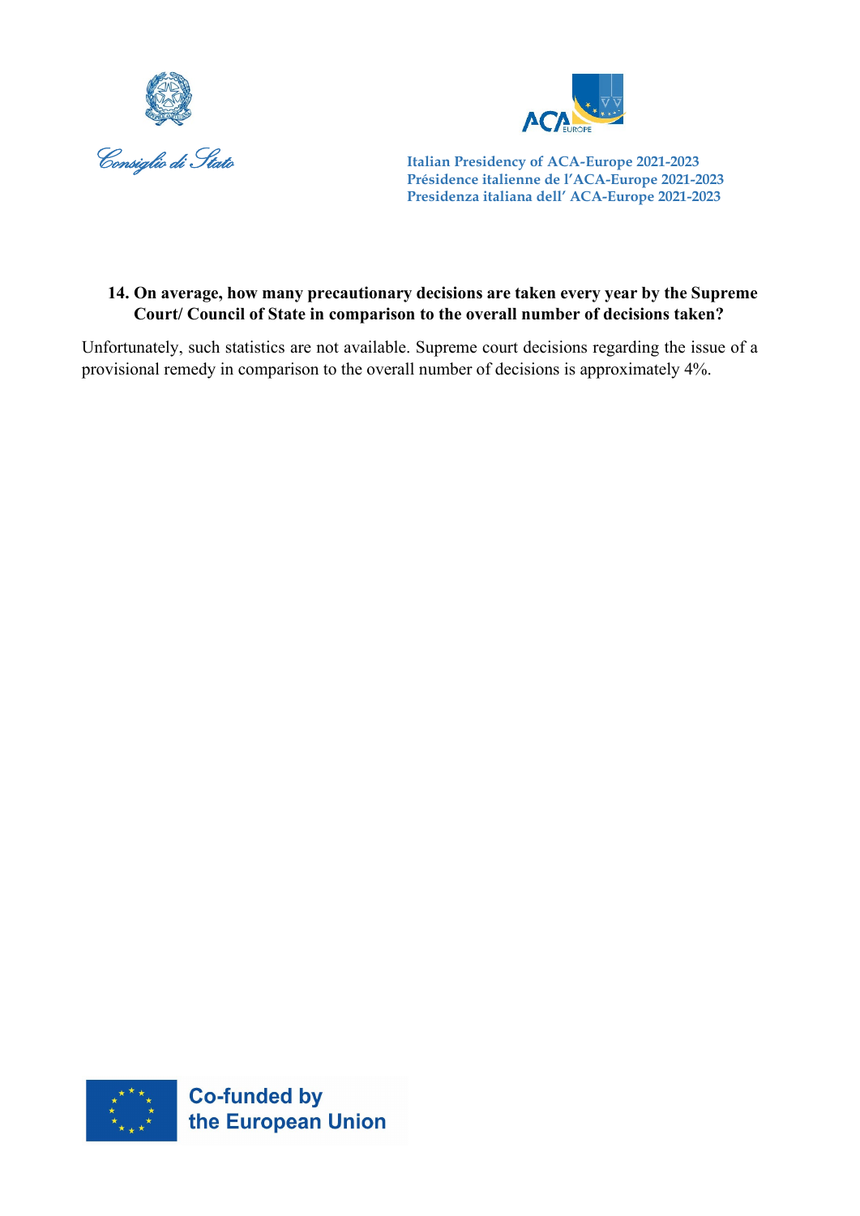### 14. On average, how many precautionary decisions are taken every year by the Supreme Court/ Council of State in comparison to the overall number of decisions taken?

Unfortunately, such statistics are not available. Supreme court decisions regarding the issue of a provisional remedy in comparison to the overall number of decisions is approximately 4%.